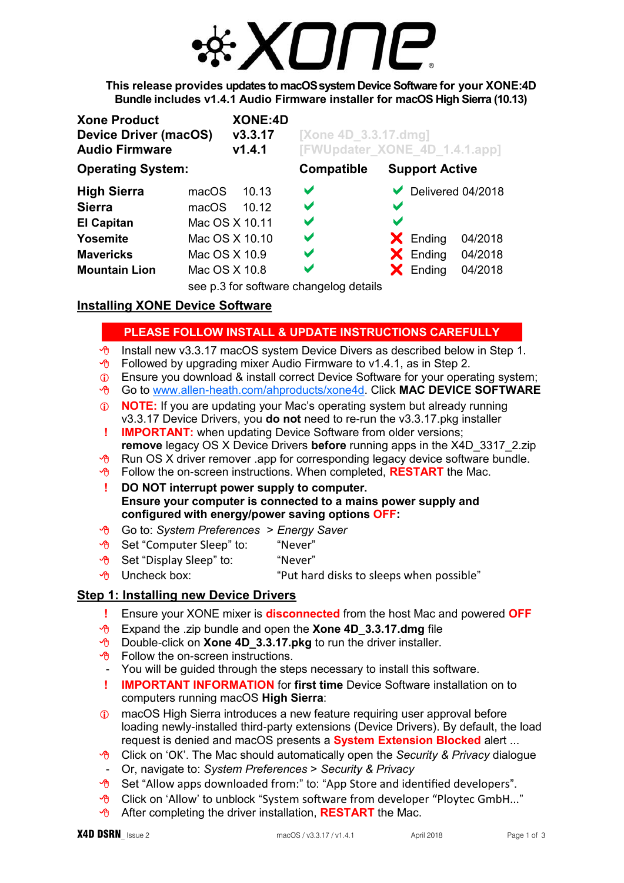# XONE

**This release provides updates to macOS system Device Software for your XONE:4D**
**Bundle includes v1.4.1 Audio Firmware installer for macOS High Sierra (10.13)**

| | | |
|---|---|---|
| **Xone Product** | **XONE:4D** | |
| **Device Driver (macOS)** | **v3.3.17** | [Xone 4D_3.3.17.dmg] |
| **Audio Firmware** | **v1.4.1** | [FWUpdater_XONE_4D_1.4.1.app] |

| **Operating System:** | | | **Compatible** | **Support Active** |
|---|---|---|---|---|
| **High Sierra** | macOS | 10.13 | ✔ | ✔ Delivered 04/2018 |
| **Sierra** | macOS | 10.12 | ✔ | ✔ |
| **El Capitan** | Mac OS X | 10.11 | ✔ | ✔ |
| **Yosemite** | Mac OS X | 10.10 | ✔ | ✘ Ending 04/2018 |
| **Mavericks** | Mac OS X | 10.9 | ✔ | ✘ Ending 04/2018 |
| **Mountain Lion** | Mac OS X | 10.8 | ✔ | ✘ Ending 04/2018 |

see p.3 for software changelog details

## Installing XONE Device Software

**PLEASE FOLLOW INSTALL & UPDATE INSTRUCTIONS CAREFULLY**

- Install new v3.3.17 macOS system Device Divers as described below in Step 1.
- Followed by upgrading mixer Audio Firmware to v1.4.1, as in Step 2.
- ⓘ Ensure you download & install correct Device Software for your operating system;
- Go to www.allen-heath.com/ahproducts/xone4d. Click **MAC DEVICE SOFTWARE**
- ⓘ **NOTE:** If you are updating your Mac's operating system but already running v3.3.17 Device Drivers, you **do not** need to re-run the v3.3.17.pkg installer
- ! **IMPORTANT:** when updating Device Software from older versions; **remove** legacy OS X Device Drivers **before** running apps in the X4D_3317_2.zip
- Run OS X driver remover .app for corresponding legacy device software bundle.
- Follow the on-screen instructions. When completed, **RESTART** the Mac.
- ! **DO NOT interrupt power supply to computer. Ensure your computer is connected to a mains power supply and configured with energy/power saving options OFF:**
- Go to: *System Preferences > Energy Saver*
- Set "Computer Sleep" to: "Never"
- Set "Display Sleep" to: "Never"
- Uncheck box: "Put hard disks to sleeps when possible"

## Step 1: Installing new Device Drivers

- ! Ensure your XONE mixer is **disconnected** from the host Mac and powered **OFF**
- Expand the .zip bundle and open the **Xone 4D_3.3.17.dmg** file
- Double-click on **Xone 4D_3.3.17.pkg** to run the driver installer.
- Follow the on-screen instructions.
- You will be guided through the steps necessary to install this software.
- ! **IMPORTANT INFORMATION** for **first time** Device Software installation on to computers running macOS **High Sierra**:
- ⓘ macOS High Sierra introduces a new feature requiring user approval before loading newly-installed third-party extensions (Device Drivers). By default, the load request is denied and macOS presents a **System Extension Blocked** alert ...
- Click on 'OK'. The Mac should automatically open the *Security & Privacy* dialogue
- Or, navigate to: *System Preferences > Security & Privacy*
- Set "Allow apps downloaded from:" to: "App Store and identified developers".
- Click on 'Allow' to unblock "System software from developer "Ploytec GmbH..."
- After completing the driver installation, **RESTART** the Mac.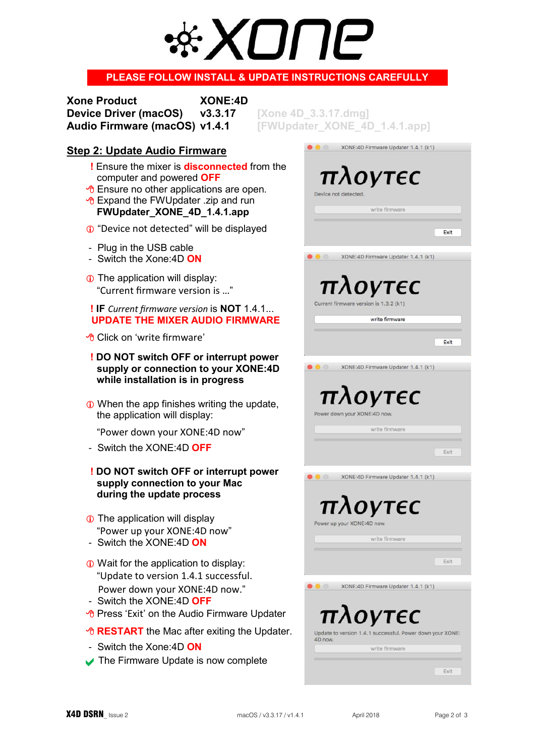# xone

**PLEASE FOLLOW INSTALL & UPDATE INSTRUCTIONS CAREFULLY**

| | | |
|---|---|---|
| **Xone Product** | **XONE:4D** | |
| **Device Driver (macOS)** | **v3.3.17** | [Xone 4D_3.3.17.dmg] |
| **Audio Firmware (macOS)** | **v1.4.1** | [FWUpdater_XONE_4D_1.4.1.app] |

## Step 2: Update Audio Firmware

! Ensure the mixer is **disconnected** from the computer and powered **OFF**

- Ensure no other applications are open.
- Expand the FWUpdater .zip and run **FWUpdater_XONE_4D_1.4.1.app**

ⓘ "Device not detected" will be displayed

- Plug in the USB cable
- Switch the Xone:4D **ON**

ⓘ The application will display: "Current firmware version is …"

! **IF** *Current firmware version* is **NOT** 1.4.1...
**UPDATE THE MIXER AUDIO FIRMWARE**

- Click on 'write firmware'

! **DO NOT switch OFF or interrupt power supply or connection to your XONE:4D while installation is in progress**

ⓘ When the app finishes writing the update, the application will display:

"Power down your XONE:4D now"

- Switch the XONE:4D **OFF**

! **DO NOT switch OFF or interrupt power supply connection to your Mac during the update process**

ⓘ The application will display "Power up your XONE:4D now"

- Switch the XONE:4D **ON**

ⓘ Wait for the application to display: "Update to version 1.4.1 successful. Power down your XONE:4D now."

- Switch the XONE:4D **OFF**
- Press 'Exit' on the Audio Firmware Updater
- **RESTART** the Mac after exiting the Updater.
- Switch the Xone:4D **ON**

✔ The Firmware Update is now complete

XONE:4D Firmware Updater 1.4.1 (k1)
πλογτεc
Device not detected.
write firmware
Exit

XONE:4D Firmware Updater 1.4.1 (k1)
πλογτεc
Current firmware version is 1.3.2 (k1)
write firmware
Exit

XONE:4D Firmware Updater 1.4.1 (k1)
πλογτεc
Power down your XONE:4D now.
write firmware
Exit

XONE:4D Firmware Updater 1.4.1 (k1)
πλογτεc
Power up your XONE:4D now.
write firmware
Exit

XONE:4D Firmware Updater 1.4.1 (k1)
πλογτεc
Update to version 1.4.1 successful. Power down your XONE:4D now.
write firmware
Exit

X4D DSRN_ Issue 2 macOS / v3.3.17 / v1.4.1 April 2018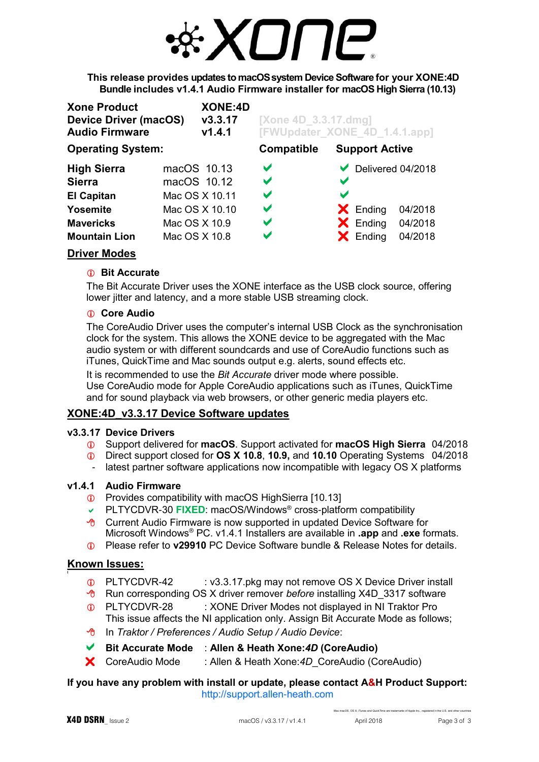# XONE

**This release provides updates to macOS system Device Software for your XONE:4D**
**Bundle includes v1.4.1 Audio Firmware installer for macOS High Sierra (10.13)**

| | | |
|---|---|---|
| **Xone Product** | **XONE:4D** | |
| **Device Driver (macOS)** | **v3.3.17** | [Xone 4D_3.3.17.dmg] |
| **Audio Firmware** | **v1.4.1** | [FWUpdater_XONE_4D_1.4.1.app] |

| **Operating System:** | | **Compatible** | **Support Active** |
|---|---|---|---|
| **High Sierra** | macOS 10.13 | ✔ | ✔ Delivered 04/2018 |
| **Sierra** | macOS 10.12 | ✔ | ✔ |
| **El Capitan** | Mac OS X 10.11 | ✔ | ✔ |
| **Yosemite** | Mac OS X 10.10 | ✔ | ✘ Ending 04/2018 |
| **Mavericks** | Mac OS X 10.9 | ✔ | ✘ Ending 04/2018 |
| **Mountain Lion** | Mac OS X 10.8 | ✔ | ✘ Ending 04/2018 |

## Driver Modes

### Bit Accurate

The Bit Accurate Driver uses the XONE interface as the USB clock source, offering lower jitter and latency, and a more stable USB streaming clock.

### Core Audio

The CoreAudio Driver uses the computer's internal USB Clock as the synchronisation clock for the system. This allows the XONE device to be aggregated with the Mac audio system or with different soundcards and use of CoreAudio functions such as iTunes, QuickTime and Mac sounds output e.g. alerts, sound effects etc.

It is recommended to use the *Bit Accurate* driver mode where possible.
Use CoreAudio mode for Apple CoreAudio applications such as iTunes, QuickTime and for sound playback via web browsers, or other generic media players etc.

## XONE:4D_v3.3.17 Device Software updates

### v3.3.17 Device Drivers

- Support delivered for **macOS**. Support activated for **macOS High Sierra** 04/2018
- Direct support closed for **OS X 10.8**, **10.9,** and **10.10** Operating Systems 04/2018
- latest partner software applications now incompatible with legacy OS X platforms

### v1.4.1 Audio Firmware

- Provides compatibility with macOS HighSierra [10.13]
- ✔ PLTYCDVR-30 **FIXED**: macOS/Windows® cross-platform compatibility
- Current Audio Firmware is now supported in updated Device Software for Microsoft Windows® PC. v1.4.1 Installers are available in **.app** and **.exe** formats.
- Please refer to **v29910** PC Device Software bundle & Release Notes for details.

## Known Issues:

- PLTYCDVR-42 : v3.3.17.pkg may not remove OS X Device Driver install
- Run corresponding OS X driver remover *before* installing X4D_3317 software
- PLTYCDVR-28 : XONE Driver Modes not displayed in NI Traktor Pro
  This issue affects the NI application only. Assign Bit Accurate Mode as follows;
- In *Traktor / Preferences / Audio Setup / Audio Device*:
- ✔ **Bit Accurate Mode : Allen & Heath Xone:*4D* (CoreAudio)**
- ✘ CoreAudio Mode : Allen & Heath Xone:*4D*_CoreAudio (CoreAudio)

**If you have any problem with install or update, please contact A&H Product Support:**
http://support.allen-heath.com

Mac macOS, OS X, iTunes and QuickTime are trademarks of Apple Inc., registered in the U.S. and other countries